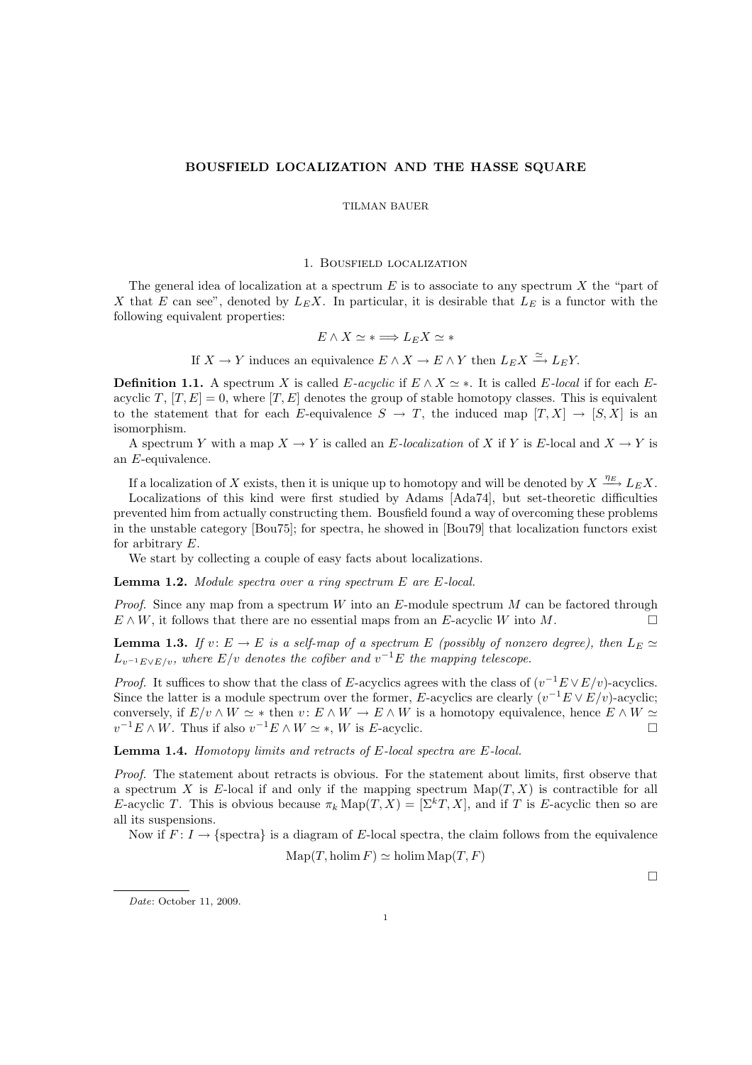# BOUSFIELD LOCALIZATION AND THE HASSE SQUARE

TILMAN BAUER

## 1. Bousfield localization

The general idea of localization at a spectrum $E$ is to associate to any spectrum $X$ the "part of $X$ that $E$ can see", denoted by $L_E X$. In particular, it is desirable that $L_E$ is a functor with the following equivalent properties:

$$E \wedge X \simeq * \Longrightarrow L_E X \simeq *$$

$$\text{If } X \to Y \text{ induces an equivalence } E \wedge X \to E \wedge Y \text{ then } L_E X \xrightarrow{\simeq} L_E Y.$$

**Definition 1.1.** A spectrum $X$ is called *$E$-acyclic* if $E \wedge X \simeq *$. It is called *$E$-local* if for each $E$-acyclic $T$, $[T, E] = 0$, where $[T, E]$ denotes the group of stable homotopy classes. This is equivalent to the statement that for each $E$-equivalence $S \to T$, the induced map $[T, X] \to [S, X]$ is an isomorphism.

A spectrum $Y$ with a map $X \to Y$ is called an *$E$-localization* of $X$ if $Y$ is $E$-local and $X \to Y$ is an $E$-equivalence.

If a localization of $X$ exists, then it is unique up to homotopy and will be denoted by $X \xrightarrow{\eta_E} L_E X$.

Localizations of this kind were first studied by Adams [Ada74], but set-theoretic difficulties prevented him from actually constructing them. Bousfield found a way of overcoming these problems in the unstable category [Bou75]; for spectra, he showed in [Bou79] that localization functors exist for arbitrary $E$.

We start by collecting a couple of easy facts about localizations.

**Lemma 1.2.** *Module spectra over a ring spectrum $E$ are $E$-local.*

*Proof.* Since any map from a spectrum $W$ into an $E$-module spectrum $M$ can be factored through $E \wedge W$, it follows that there are no essential maps from an $E$-acyclic $W$ into $M$. □

**Lemma 1.3.** *If $v \colon E \to E$ is a self-map of a spectrum $E$ (possibly of nonzero degree), then $L_E \simeq L_{v^{-1}E \vee E/v}$, where $E/v$ denotes the cofiber and $v^{-1}E$ the mapping telescope.*

*Proof.* It suffices to show that the class of $E$-acyclics agrees with the class of $(v^{-1}E \vee E/v)$-acyclics. Since the latter is a module spectrum over the former, $E$-acyclics are clearly $(v^{-1}E \vee E/v)$-acyclic; conversely, if $E/v \wedge W \simeq *$ then $v \colon E \wedge W \to E \wedge W$ is a homotopy equivalence, hence $E \wedge W \simeq v^{-1}E \wedge W$. Thus if also $v^{-1}E \wedge W \simeq *$, $W$ is $E$-acyclic. □

**Lemma 1.4.** *Homotopy limits and retracts of $E$-local spectra are $E$-local.*

*Proof.* The statement about retracts is obvious. For the statement about limits, first observe that a spectrum $X$ is $E$-local if and only if the mapping spectrum $\operatorname{Map}(T, X)$ is contractible for all $E$-acyclic $T$. This is obvious because $\pi_k \operatorname{Map}(T, X) = [\Sigma^k T, X]$, and if $T$ is $E$-acyclic then so are all its suspensions.

Now if $F \colon I \to \{\text{spectra}\}$ is a diagram of $E$-local spectra, the claim follows from the equivalence

$$\operatorname{Map}(T, \operatorname{holim} F) \simeq \operatorname{holim} \operatorname{Map}(T, F)$$

□

*Date*: October 11, 2009.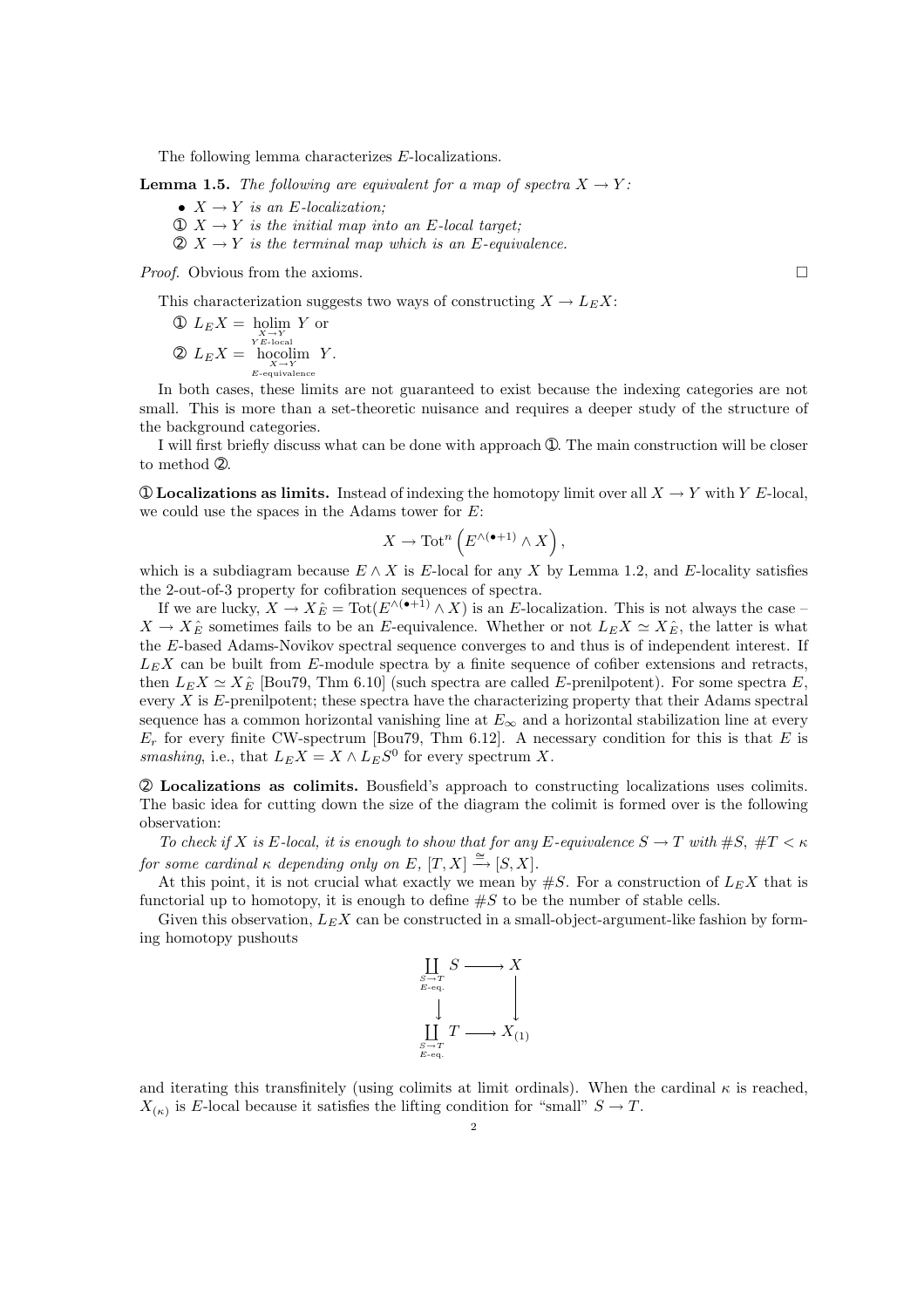The following lemma characterizes $E$-localizations.

**Lemma 1.5.** *The following are equivalent for a map of spectra $X \to Y$:*

- *$X \to Y$ is an $E$-localization;*
- ① *$X \to Y$ is the initial map into an $E$-local target;*
- ② *$X \to Y$ is the terminal map which is an $E$-equivalence.*

*Proof.* Obvious from the axioms. □

This characterization suggests two ways of constructing $X \to L_E X$:

① $L_E X = \underset{\substack{X \to Y \\ Y\, E\text{-local}}}{\operatorname{holim}}\ Y$ or

② $L_E X = \underset{\substack{X \to Y \\ E\text{-equivalence}}}{\operatorname{hocolim}}\ Y$.

In both cases, these limits are not guaranteed to exist because the indexing categories are not small. This is more than a set-theoretic nuisance and requires a deeper study of the structure of the background categories.

I will first briefly discuss what can be done with approach ①. The main construction will be closer to method ②.

**① Localizations as limits.** Instead of indexing the homotopy limit over all $X \to Y$ with $Y$ $E$-local, we could use the spaces in the Adams tower for $E$:

$$X \to \operatorname{Tot}^n\left(E^{\wedge(\bullet+1)} \wedge X\right),$$

which is a subdiagram because $E \wedge X$ is $E$-local for any $X$ by Lemma 1.2, and $E$-locality satisfies the 2-out-of-3 property for cofibration sequences of spectra.

If we are lucky, $X \to X\hat{_E} = \operatorname{Tot}(E^{\wedge(\bullet+1)} \wedge X)$ is an $E$-localization. This is not always the case – $X \to X\hat{_E}$ sometimes fails to be an $E$-equivalence. Whether or not $L_E X \simeq X\hat{_E}$, the latter is what the $E$-based Adams-Novikov spectral sequence converges to and thus is of independent interest. If $L_E X$ can be built from $E$-module spectra by a finite sequence of cofiber extensions and retracts, then $L_E X \simeq X\hat{_E}$ [Bou79, Thm 6.10] (such spectra are called $E$-prenilpotent). For some spectra $E$, every $X$ is $E$-prenilpotent; these spectra have the characterizing property that their Adams spectral sequence has a common horizontal vanishing line at $E_\infty$ and a horizontal stabilization line at every $E_r$ for every finite CW-spectrum [Bou79, Thm 6.12]. A necessary condition for this is that $E$ is *smashing*, i.e., that $L_E X = X \wedge L_E S^0$ for every spectrum $X$.

**② Localizations as colimits.** Bousfield's approach to constructing localizations uses colimits. The basic idea for cutting down the size of the diagram the colimit is formed over is the following observation:

*To check if $X$ is $E$-local, it is enough to show that for any $E$-equivalence $S \to T$ with $\#S$, $\#T < \kappa$ for some cardinal $\kappa$ depending only on $E$, $[T, X] \xrightarrow{\cong} [S, X]$.*

At this point, it is not crucial what exactly we mean by $\#S$. For a construction of $L_E X$ that is functorial up to homotopy, it is enough to define $\#S$ to be the number of stable cells.

Given this observation, $L_E X$ can be constructed in a small-object-argument-like fashion by forming homotopy pushouts

$$\begin{array}{ccc}
\coprod\limits_{\substack{S \to T \\ E\text{-eq.}}} S & \longrightarrow & X \\
\big\downarrow & & \big\downarrow \\
\coprod\limits_{\substack{S \to T \\ E\text{-eq.}}} T & \longrightarrow & X_{(1)}
\end{array}$$

and iterating this transfinitely (using colimits at limit ordinals). When the cardinal $\kappa$ is reached, $X_{(\kappa)}$ is $E$-local because it satisfies the lifting condition for "small" $S \to T$.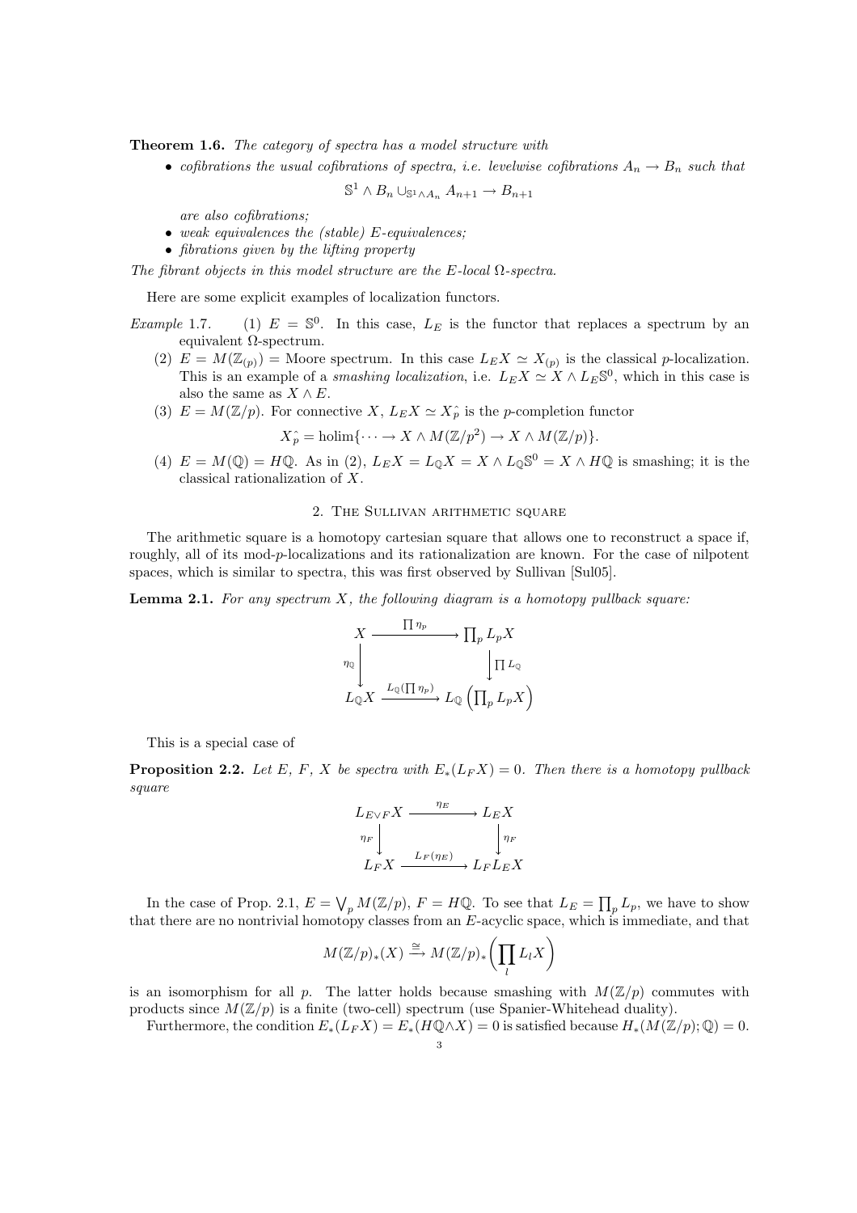**Theorem 1.6.** *The category of spectra has a model structure with*

- *cofibrations the usual cofibrations of spectra, i.e. levelwise cofibrations $A_n \to B_n$ such that*
$$\mathbb{S}^1 \wedge B_n \cup_{\mathbb{S}^1 \wedge A_n} A_{n+1} \to B_{n+1}$$
*are also cofibrations;*
- *weak equivalences the (stable) $E$-equivalences;*
- *fibrations given by the lifting property*

*The fibrant objects in this model structure are the $E$-local $\Omega$-spectra.*

Here are some explicit examples of localization functors.

*Example* 1.7.
(1) $E = \mathbb{S}^0$. In this case, $L_E$ is the functor that replaces a spectrum by an equivalent $\Omega$-spectrum.
(2) $E = M(\mathbb{Z}_{(p)})$ = Moore spectrum. In this case $L_E X \simeq X_{(p)}$ is the classical $p$-localization. This is an example of a *smashing localization*, i.e. $L_E X \simeq X \wedge L_E \mathbb{S}^0$, which in this case is also the same as $X \wedge E$.
(3) $E = M(\mathbb{Z}/p)$. For connective $X$, $L_E X \simeq X\hat{_p}$ is the $p$-completion functor
$$X\hat{_p} = \operatorname{holim}\{\cdots \to X \wedge M(\mathbb{Z}/p^2) \to X \wedge M(\mathbb{Z}/p)\}.$$
(4) $E = M(\mathbb{Q}) = H\mathbb{Q}$. As in (2), $L_E X = L_\mathbb{Q} X = X \wedge L_\mathbb{Q}\mathbb{S}^0 = X \wedge H\mathbb{Q}$ is smashing; it is the classical rationalization of $X$.

## 2. The Sullivan arithmetic square

The arithmetic square is a homotopy cartesian square that allows one to reconstruct a space if, roughly, all of its mod-$p$-localizations and its rationalization are known. For the case of nilpotent spaces, which is similar to spectra, this was first observed by Sullivan [Sul05].

**Lemma 2.1.** *For any spectrum $X$, the following diagram is a homotopy pullback square:*

$$\begin{array}{ccc} X & \xrightarrow{\prod \eta_p} & \prod_p L_p X \\ {\scriptstyle \eta_\mathbb{Q}}\downarrow & & \downarrow{\scriptstyle \prod L_\mathbb{Q}} \\ L_\mathbb{Q} X & \xrightarrow{L_\mathbb{Q}(\prod \eta_p)} & L_\mathbb{Q}\left(\prod_p L_p X\right) \end{array}$$

This is a special case of

**Proposition 2.2.** *Let $E$, $F$, $X$ be spectra with $E_*(L_F X) = 0$. Then there is a homotopy pullback square*

$$\begin{array}{ccc} L_{E\vee F} X & \xrightarrow{\eta_E} & L_E X \\ {\scriptstyle \eta_F}\downarrow & & \downarrow{\scriptstyle \eta_F} \\ L_F X & \xrightarrow{L_F(\eta_E)} & L_F L_E X \end{array}$$

In the case of Prop. 2.1, $E = \bigvee_p M(\mathbb{Z}/p)$, $F = H\mathbb{Q}$. To see that $L_E = \prod_p L_p$, we have to show that there are no nontrivial homotopy classes from an $E$-acyclic space, which is immediate, and that
$$M(\mathbb{Z}/p)_*(X) \xrightarrow{\cong} M(\mathbb{Z}/p)_*\left(\prod_l L_l X\right)$$
is an isomorphism for all $p$. The latter holds because smashing with $M(\mathbb{Z}/p)$ commutes with products since $M(\mathbb{Z}/p)$ is a finite (two-cell) spectrum (use Spanier-Whitehead duality).

Furthermore, the condition $E_*(L_F X) = E_*(H\mathbb{Q} \wedge X) = 0$ is satisfied because $H_*(M(\mathbb{Z}/p);\mathbb{Q}) = 0$.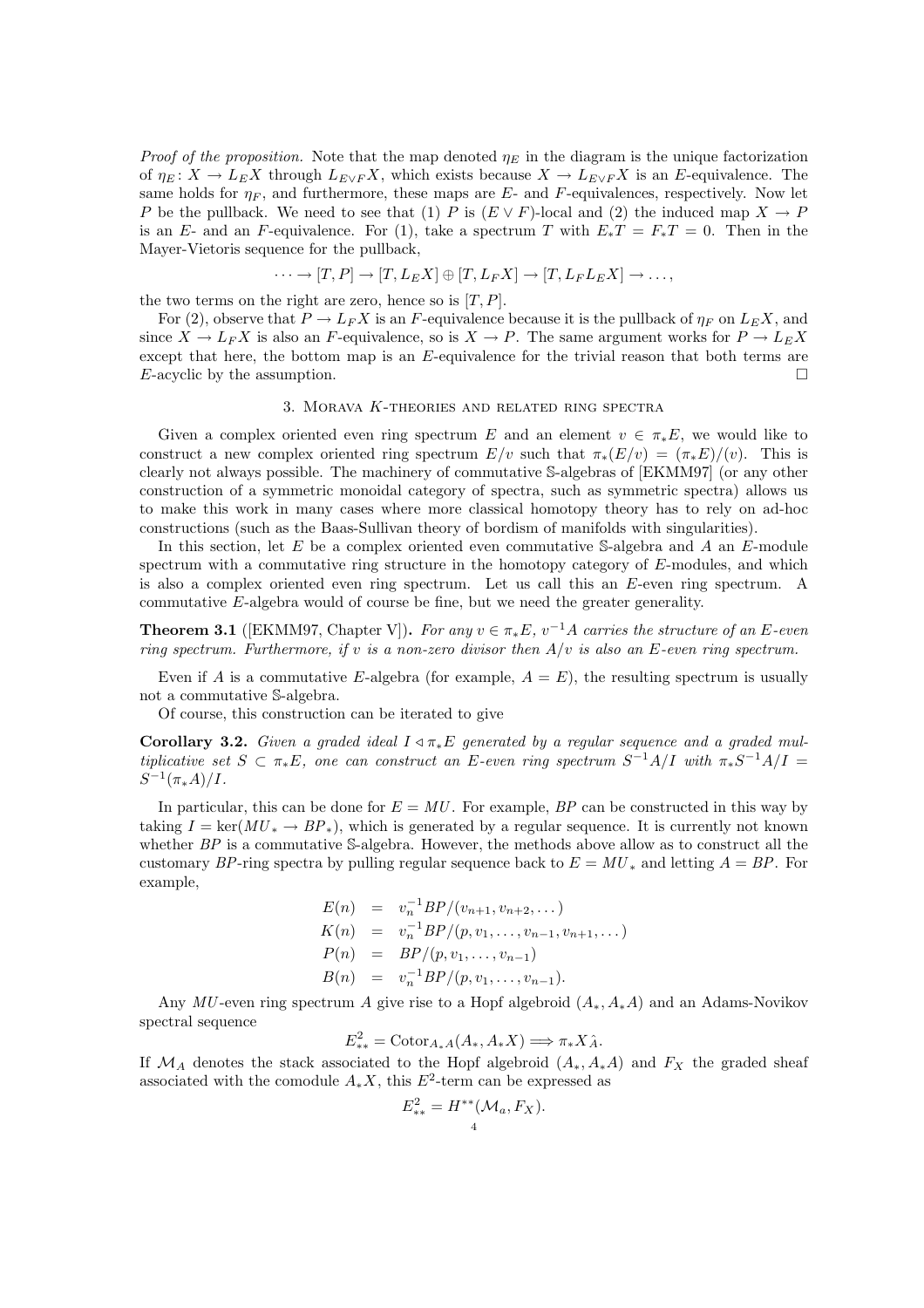*Proof of the proposition.* Note that the map denoted $\eta_E$ in the diagram is the unique factorization of $\eta_E\colon X \to L_E X$ through $L_{E\vee F}X$, which exists because $X \to L_{E\vee F}X$ is an $E$-equivalence. The same holds for $\eta_F$, and furthermore, these maps are $E$- and $F$-equivalences, respectively. Now let $P$ be the pullback. We need to see that (1) $P$ is $(E \vee F)$-local and (2) the induced map $X \to P$ is an $E$- and an $F$-equivalence. For (1), take a spectrum $T$ with $E_*T = F_*T = 0$. Then in the Mayer-Vietoris sequence for the pullback,

$$\cdots \to [T, P] \to [T, L_E X] \oplus [T, L_F X] \to [T, L_F L_E X] \to \dots,$$

the two terms on the right are zero, hence so is $[T, P]$.

For (2), observe that $P \to L_F X$ is an $F$-equivalence because it is the pullback of $\eta_F$ on $L_E X$, and since $X \to L_F X$ is also an $F$-equivalence, so is $X \to P$. The same argument works for $P \to L_E X$ except that here, the bottom map is an $E$-equivalence for the trivial reason that both terms are $E$-acyclic by the assumption. □

## 3. Morava $K$-theories and related ring spectra

Given a complex oriented even ring spectrum $E$ and an element $v \in \pi_* E$, we would like to construct a new complex oriented ring spectrum $E/v$ such that $\pi_*(E/v) = (\pi_* E)/(v)$. This is clearly not always possible. The machinery of commutative $\mathbb{S}$-algebras of [EKMM97] (or any other construction of a symmetric monoidal category of spectra, such as symmetric spectra) allows us to make this work in many cases where more classical homotopy theory has to rely on ad-hoc constructions (such as the Baas-Sullivan theory of bordism of manifolds with singularities).

In this section, let $E$ be a complex oriented even commutative $\mathbb{S}$-algebra and $A$ an $E$-module spectrum with a commutative ring structure in the homotopy category of $E$-modules, and which is also a complex oriented even ring spectrum. Let us call this an $E$-even ring spectrum. A commutative $E$-algebra would of course be fine, but we need the greater generality.

**Theorem 3.1** ([EKMM97, Chapter V])**.** *For any $v \in \pi_* E$, $v^{-1}A$ carries the structure of an $E$-even ring spectrum. Furthermore, if $v$ is a non-zero divisor then $A/v$ is also an $E$-even ring spectrum.*

Even if $A$ is a commutative $E$-algebra (for example, $A = E$), the resulting spectrum is usually not a commutative $\mathbb{S}$-algebra.

Of course, this construction can be iterated to give

**Corollary 3.2.** *Given a graded ideal $I \lhd \pi_* E$ generated by a regular sequence and a graded multiplicative set $S \subset \pi_* E$, one can construct an $E$-even ring spectrum $S^{-1}A/I$ with $\pi_* S^{-1}A/I = S^{-1}(\pi_* A)/I$.*

In particular, this can be done for $E = MU$. For example, $BP$ can be constructed in this way by taking $I = \ker(MU_* \to BP_*)$, which is generated by a regular sequence. It is currently not known whether $BP$ is a commutative $\mathbb{S}$-algebra. However, the methods above allow as to construct all the customary $BP$-ring spectra by pulling regular sequence back to $E = MU_*$ and letting $A = BP$. For example,

$$
\begin{aligned}
E(n) &= v_n^{-1} BP/(v_{n+1}, v_{n+2}, \dots) \\
K(n) &= v_n^{-1} BP/(p, v_1, \dots, v_{n-1}, v_{n+1}, \dots) \\
P(n) &= BP/(p, v_1, \dots, v_{n-1}) \\
B(n) &= v_n^{-1} BP/(p, v_1, \dots, v_{n-1}).
\end{aligned}
$$

Any $MU$-even ring spectrum $A$ give rise to a Hopf algebroid $(A_*, A_*A)$ and an Adams-Novikov spectral sequence

$$E_{**}^2 = \operatorname{Cotor}_{A_*A}(A_*, A_*X) \Longrightarrow \pi_* X\hat{_A}.$$

If $\mathcal{M}_A$ denotes the stack associated to the Hopf algebroid $(A_*, A_*A)$ and $F_X$ the graded sheaf associated with the comodule $A_*X$, this $E^2$-term can be expressed as

$$E_{**}^2 = H^{**}(\mathcal{M}_a, F_X).$$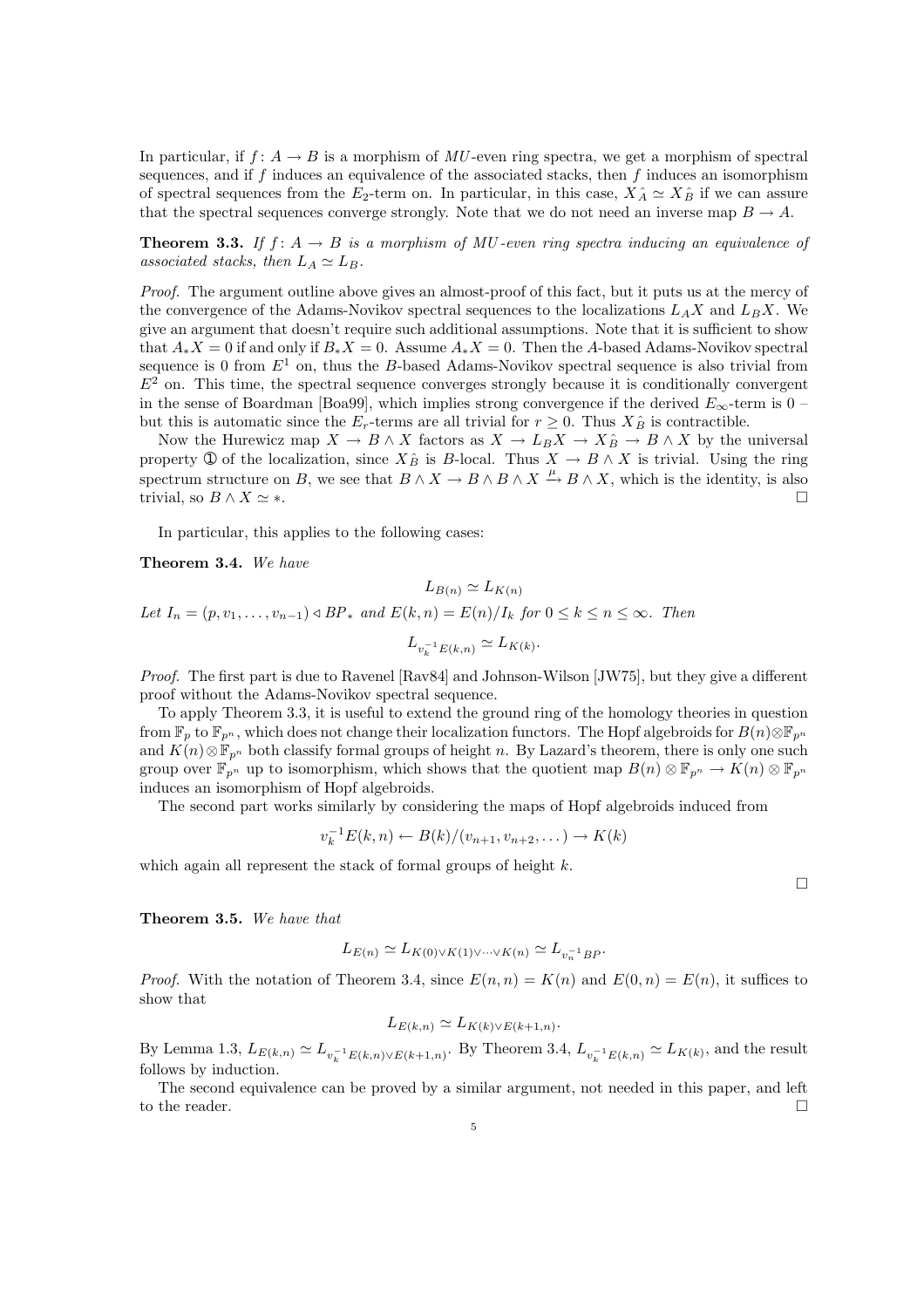In particular, if $f\colon A \to B$ is a morphism of $MU$-even ring spectra, we get a morphism of spectral sequences, and if $f$ induces an equivalence of the associated stacks, then $f$ induces an isomorphism of spectral sequences from the $E_2$-term on. In particular, in this case, $X\hat{_A} \simeq X\hat{_B}$ if we can assure that the spectral sequences converge strongly. Note that we do not need an inverse map $B \to A$.

**Theorem 3.3.** *If $f\colon A \to B$ is a morphism of $MU$-even ring spectra inducing an equivalence of associated stacks, then $L_A \simeq L_B$.*

*Proof.* The argument outline above gives an almost-proof of this fact, but it puts us at the mercy of the convergence of the Adams-Novikov spectral sequences to the localizations $L_A X$ and $L_B X$. We give an argument that doesn't require such additional assumptions. Note that it is sufficient to show that $A_* X = 0$ if and only if $B_* X = 0$. Assume $A_* X = 0$. Then the $A$-based Adams-Novikov spectral sequence is 0 from $E^1$ on, thus the $B$-based Adams-Novikov spectral sequence is also trivial from $E^2$ on. This time, the spectral sequence converges strongly because it is conditionally convergent in the sense of Boardman [Boa99], which implies strong convergence if the derived $E_\infty$-term is 0 – but this is automatic since the $E_r$-terms are all trivial for $r \geq 0$. Thus $X\hat{_B}$ is contractible.

Now the Hurewicz map $X \to B \wedge X$ factors as $X \to L_B X \to X\hat{_B} \to B \wedge X$ by the universal property ① of the localization, since $X\hat{_B}$ is $B$-local. Thus $X \to B \wedge X$ is trivial. Using the ring spectrum structure on $B$, we see that $B \wedge X \to B \wedge B \wedge X \xrightarrow{\mu} B \wedge X$, which is the identity, is also trivial, so $B \wedge X \simeq *$. □

In particular, this applies to the following cases:

**Theorem 3.4.** *We have*

$$L_{B(n)} \simeq L_{K(n)}$$

*Let $I_n = (p, v_1, \dots, v_{n-1}) \lhd BP_*$ and $E(k,n) = E(n)/I_k$ for $0 \leq k \leq n \leq \infty$. Then*

$$L_{v_k^{-1}E(k,n)} \simeq L_{K(k)}.$$

*Proof.* The first part is due to Ravenel [Rav84] and Johnson-Wilson [JW75], but they give a different proof without the Adams-Novikov spectral sequence.

To apply Theorem 3.3, it is useful to extend the ground ring of the homology theories in question from $\mathbb{F}_p$ to $\mathbb{F}_{p^n}$, which does not change their localization functors. The Hopf algebroids for $B(n)\otimes\mathbb{F}_{p^n}$ and $K(n)\otimes\mathbb{F}_{p^n}$ both classify formal groups of height $n$. By Lazard's theorem, there is only one such group over $\mathbb{F}_{p^n}$ up to isomorphism, which shows that the quotient map $B(n) \otimes \mathbb{F}_{p^n} \to K(n) \otimes \mathbb{F}_{p^n}$ induces an isomorphism of Hopf algebroids.

The second part works similarly by considering the maps of Hopf algebroids induced from

$$v_k^{-1}E(k,n) \leftarrow B(k)/(v_{n+1}, v_{n+2}, \dots) \to K(k)$$

which again all represent the stack of formal groups of height $k$.

□

**Theorem 3.5.** *We have that*

$$L_{E(n)} \simeq L_{K(0)\vee K(1)\vee\cdots\vee K(n)} \simeq L_{v_n^{-1}BP}.$$

*Proof.* With the notation of Theorem 3.4, since $E(n,n) = K(n)$ and $E(0,n) = E(n)$, it suffices to show that

$$L_{E(k,n)} \simeq L_{K(k)\vee E(k+1,n)}.$$

By Lemma 1.3, $L_{E(k,n)} \simeq L_{v_k^{-1}E(k,n)\vee E(k+1,n)}$. By Theorem 3.4, $L_{v_k^{-1}E(k,n)} \simeq L_{K(k)}$, and the result follows by induction.

The second equivalence can be proved by a similar argument, not needed in this paper, and left to the reader. □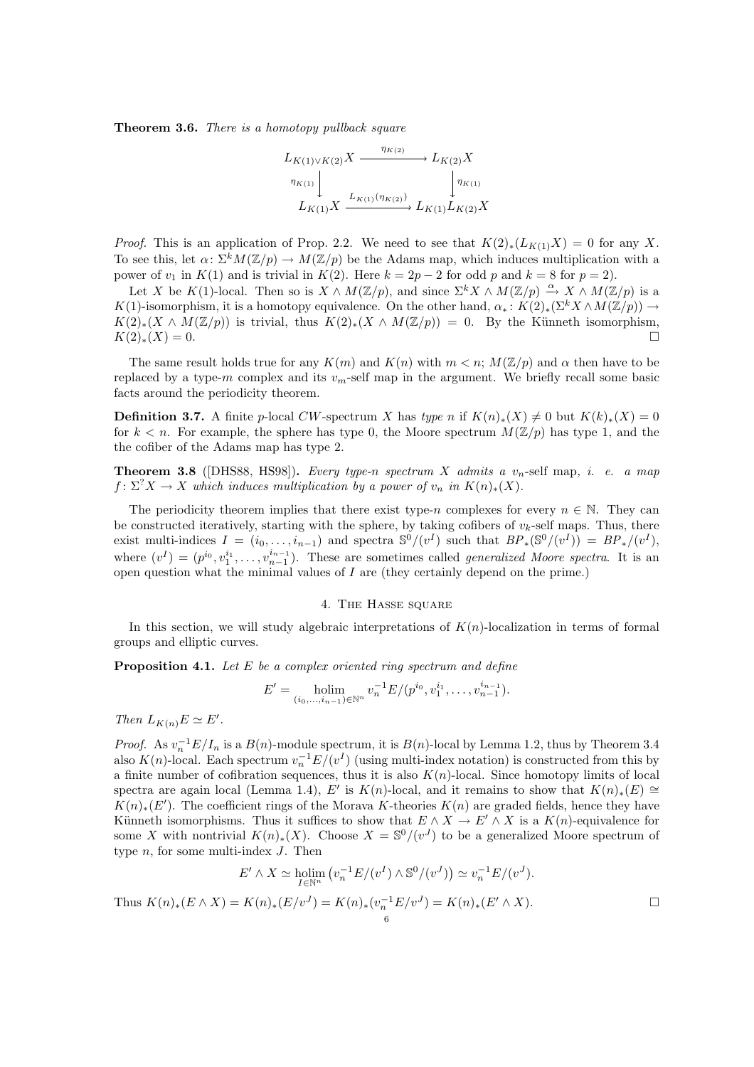**Theorem 3.6.** *There is a homotopy pullback square*

$$\begin{array}{ccc} L_{K(1)\vee K(2)}X & \xrightarrow{\eta_{K(2)}} & L_{K(2)}X \\ \Big\downarrow{\scriptstyle \eta_{K(1)}} & & \Big\downarrow{\scriptstyle \eta_{K(1)}} \\ L_{K(1)}X & \xrightarrow{L_{K(1)}(\eta_{K(2)})} & L_{K(1)}L_{K(2)}X \end{array}$$

*Proof.* This is an application of Prop. 2.2. We need to see that $K(2)_*(L_{K(1)}X) = 0$ for any $X$. To see this, let $\alpha\colon \Sigma^k M(\mathbb{Z}/p) \to M(\mathbb{Z}/p)$ be the Adams map, which induces multiplication with a power of $v_1$ in $K(1)$ and is trivial in $K(2)$. Here $k = 2p-2$ for odd $p$ and $k = 8$ for $p = 2$).

Let $X$ be $K(1)$-local. Then so is $X \wedge M(\mathbb{Z}/p)$, and since $\Sigma^k X \wedge M(\mathbb{Z}/p) \xrightarrow{\alpha} X \wedge M(\mathbb{Z}/p)$ is a $K(1)$-isomorphism, it is a homotopy equivalence. On the other hand, $\alpha_*\colon K(2)_*(\Sigma^k X \wedge M(\mathbb{Z}/p)) \to K(2)_*(X \wedge M(\mathbb{Z}/p))$ is trivial, thus $K(2)_*(X \wedge M(\mathbb{Z}/p)) = 0$. By the Künneth isomorphism, $K(2)_*(X) = 0$. □

The same result holds true for any $K(m)$ and $K(n)$ with $m < n$; $M(\mathbb{Z}/p)$ and $\alpha$ then have to be replaced by a type-$m$ complex and its $v_m$-self map in the argument. We briefly recall some basic facts around the periodicity theorem.

**Definition 3.7.** A finite $p$-local $CW$-spectrum $X$ has *type $n$* if $K(n)_*(X) \neq 0$ but $K(k)_*(X) = 0$ for $k < n$. For example, the sphere has type 0, the Moore spectrum $M(\mathbb{Z}/p)$ has type 1, and the the cofiber of the Adams map has type 2.

**Theorem 3.8** ([DHS88, HS98]). *Every type-$n$ spectrum $X$ admits a $v_n$-self map, i. e. a map $f\colon \Sigma^? X \to X$ which induces multiplication by a power of $v_n$ in $K(n)_*(X)$.*

The periodicity theorem implies that there exist type-$n$ complexes for every $n \in \mathbb{N}$. They can be constructed iteratively, starting with the sphere, by taking cofibers of $v_k$-self maps. Thus, there exist multi-indices $I = (i_0, \ldots, i_{n-1})$ and spectra $\mathbb{S}^0/(v^I)$ such that $BP_*(\mathbb{S}^0/(v^I)) = BP_*/(v^I)$, where $(v^I) = (p^{i_0}, v_1^{i_1}, \ldots, v_{n-1}^{i_{n-1}})$. These are sometimes called *generalized Moore spectra*. It is an open question what the minimal values of $I$ are (they certainly depend on the prime.)

## 4. The Hasse square

In this section, we will study algebraic interpretations of $K(n)$-localization in terms of formal groups and elliptic curves.

**Proposition 4.1.** *Let $E$ be a complex oriented ring spectrum and define*

$$E' = \operatorname*{holim}_{(i_0,\ldots,i_{n-1})\in\mathbb{N}^n} v_n^{-1}E/(p^{i_0}, v_1^{i_1}, \ldots, v_{n-1}^{i_{n-1}}).$$

*Then $L_{K(n)}E \simeq E'$.*

*Proof.* As $v_n^{-1}E/I_n$ is a $B(n)$-module spectrum, it is $B(n)$-local by Lemma 1.2, thus by Theorem 3.4 also $K(n)$-local. Each spectrum $v_n^{-1}E/(v^I)$ (using multi-index notation) is constructed from this by a finite number of cofibration sequences, thus it is also $K(n)$-local. Since homotopy limits of local spectra are again local (Lemma 1.4), $E'$ is $K(n)$-local, and it remains to show that $K(n)_*(E) \cong K(n)_*(E')$. The coefficient rings of the Morava $K$-theories $K(n)$ are graded fields, hence they have Künneth isomorphisms. Thus it suffices to show that $E \wedge X \to E' \wedge X$ is a $K(n)$-equivalence for some $X$ with nontrivial $K(n)_*(X)$. Choose $X = \mathbb{S}^0/(v^J)$ to be a generalized Moore spectrum of type $n$, for some multi-index $J$. Then

$$E' \wedge X \simeq \operatorname*{holim}_{I\in\mathbb{N}^n} \left(v_n^{-1}E/(v^I) \wedge \mathbb{S}^0/(v^J)\right) \simeq v_n^{-1}E/(v^J).$$

Thus $K(n)_*(E \wedge X) = K(n)_*(E/v^J) = K(n)_*(v_n^{-1}E/v^J) = K(n)_*(E' \wedge X)$. □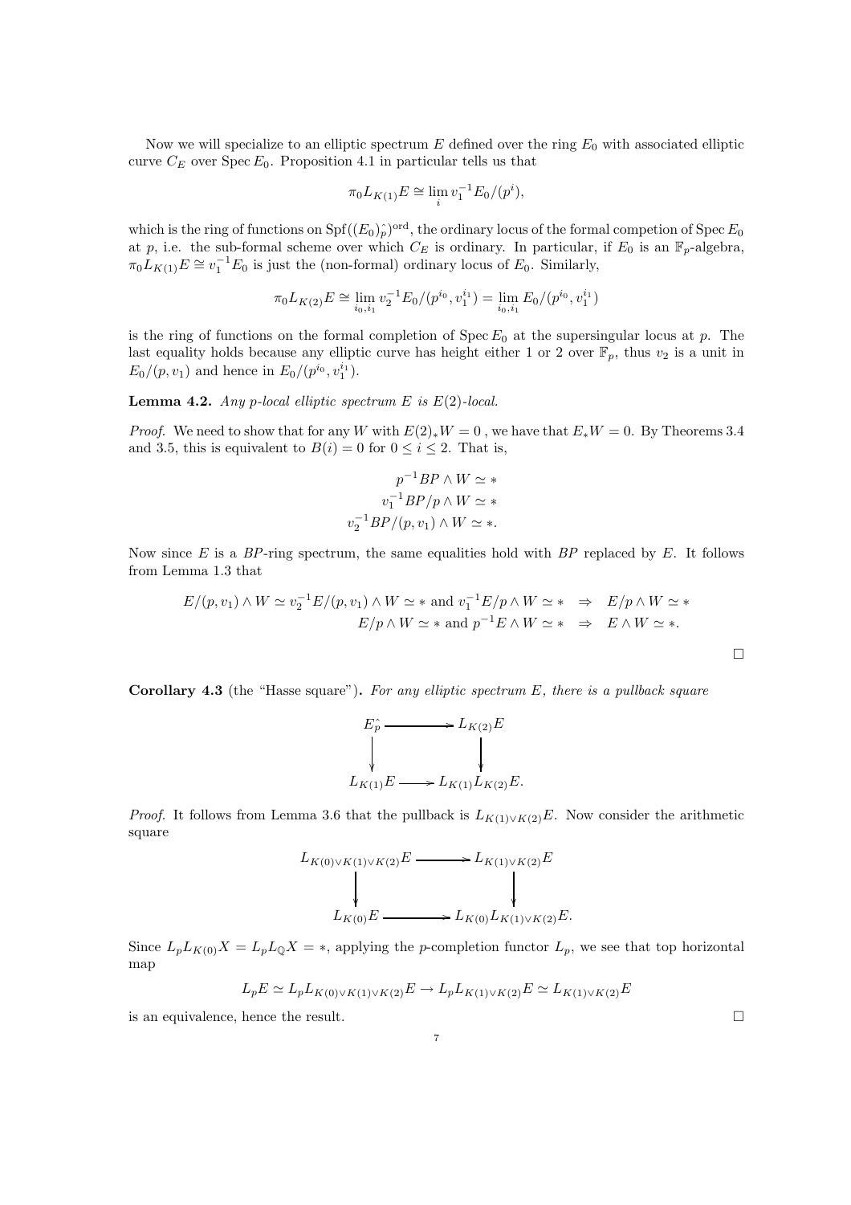Now we will specialize to an elliptic spectrum $E$ defined over the ring $E_0$ with associated elliptic curve $C_E$ over $\operatorname{Spec} E_0$. Proposition 4.1 in particular tells us that

$$\pi_0 L_{K(1)} E \cong \lim_i v_1^{-1} E_0/(p^i),$$

which is the ring of functions on $\operatorname{Spf}((E_0)_p^{\hat{}})^{\mathrm{ord}}$, the ordinary locus of the formal competion of $\operatorname{Spec} E_0$ at $p$, i.e. the sub-formal scheme over which $C_E$ is ordinary. In particular, if $E_0$ is an $\mathbb{F}_p$-algebra, $\pi_0 L_{K(1)} E \cong v_1^{-1} E_0$ is just the (non-formal) ordinary locus of $E_0$. Similarly,

$$\pi_0 L_{K(2)} E \cong \lim_{i_0, i_1} v_2^{-1} E_0/(p^{i_0}, v_1^{i_1}) = \lim_{i_0, i_1} E_0/(p^{i_0}, v_1^{i_1})$$

is the ring of functions on the formal completion of $\operatorname{Spec} E_0$ at the supersingular locus at $p$. The last equality holds because any elliptic curve has height either 1 or 2 over $\mathbb{F}_p$, thus $v_2$ is a unit in $E_0/(p, v_1)$ and hence in $E_0/(p^{i_0}, v_1^{i_1})$.

**Lemma 4.2.** *Any $p$-local elliptic spectrum $E$ is $E(2)$-local.*

*Proof.* We need to show that for any $W$ with $E(2)_* W = 0$ , we have that $E_* W = 0$. By Theorems 3.4 and 3.5, this is equivalent to $B(i) = 0$ for $0 \le i \le 2$. That is,

$$\begin{aligned}
p^{-1} BP \wedge W &\simeq * \\
v_1^{-1} BP/p \wedge W &\simeq * \\
v_2^{-1} BP/(p, v_1) \wedge W &\simeq *.
\end{aligned}$$

Now since $E$ is a $BP$-ring spectrum, the same equalities hold with $BP$ replaced by $E$. It follows from Lemma 1.3 that

$$\begin{aligned}
E/(p, v_1) \wedge W \simeq v_2^{-1} E/(p, v_1) \wedge W \simeq * \text{ and } v_1^{-1} E/p \wedge W \simeq * \quad &\Rightarrow \quad E/p \wedge W \simeq * \\
E/p \wedge W \simeq * \text{ and } p^{-1} E \wedge W \simeq * \quad &\Rightarrow \quad E \wedge W \simeq *.
\end{aligned}$$

$\square$

**Corollary 4.3** (the "Hasse square")**.** *For any elliptic spectrum $E$, there is a pullback square*

$$\begin{array}{ccc}
E_p^{\hat{}} & \longrightarrow & L_{K(2)} E \\
\downarrow & & \downarrow \\
L_{K(1)} E & \longrightarrow & L_{K(1)} L_{K(2)} E.
\end{array}$$

*Proof.* It follows from Lemma 3.6 that the pullback is $L_{K(1) \vee K(2)} E$. Now consider the arithmetic square

$$\begin{array}{ccc}
L_{K(0) \vee K(1) \vee K(2)} E & \longrightarrow & L_{K(1) \vee K(2)} E \\
\downarrow & & \downarrow \\
L_{K(0)} E & \longrightarrow & L_{K(0)} L_{K(1) \vee K(2)} E.
\end{array}$$

Since $L_p L_{K(0)} X = L_p L_{\mathbb{Q}} X = *$, applying the $p$-completion functor $L_p$, we see that top horizontal map

$$L_p E \simeq L_p L_{K(0) \vee K(1) \vee K(2)} E \to L_p L_{K(1) \vee K(2)} E \simeq L_{K(1) \vee K(2)} E$$

is an equivalence, hence the result. $\square$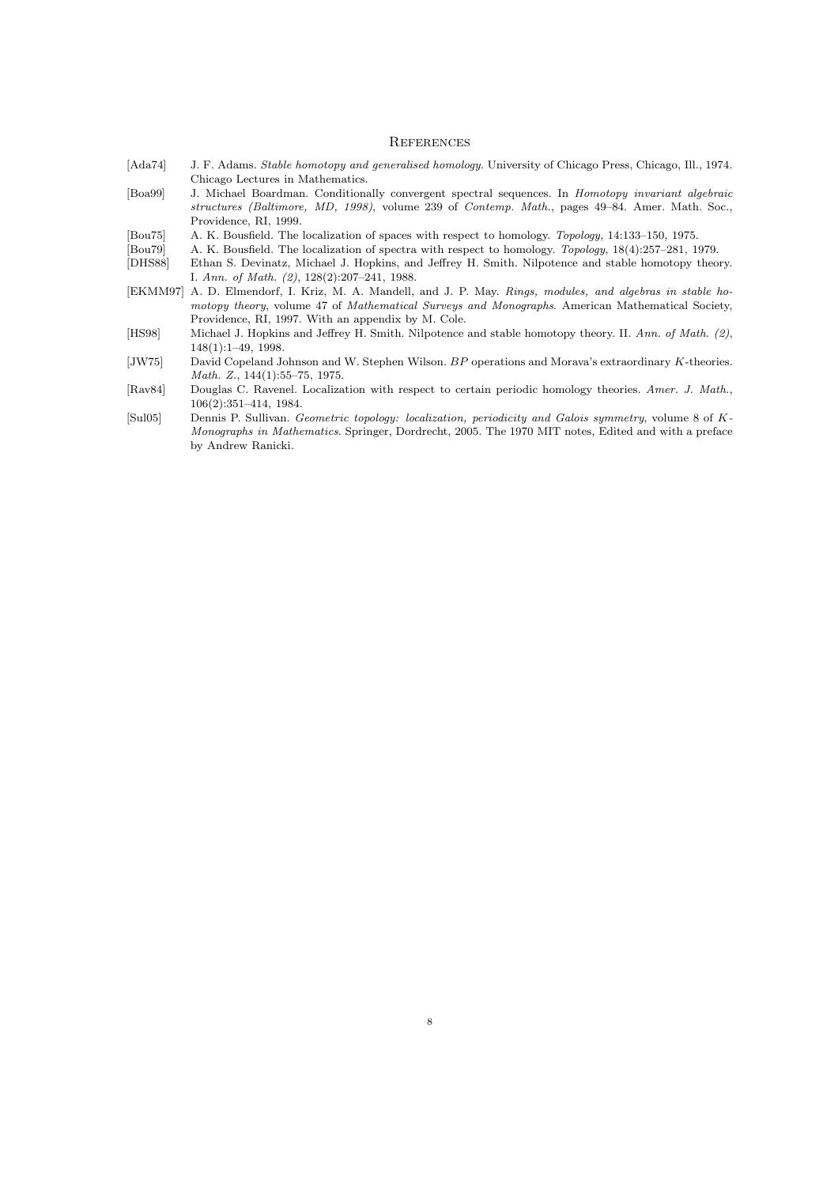## References

- [Ada74] J. F. Adams. *Stable homotopy and generalised homology*. University of Chicago Press, Chicago, Ill., 1974. Chicago Lectures in Mathematics.
- [Boa99] J. Michael Boardman. Conditionally convergent spectral sequences. In *Homotopy invariant algebraic structures (Baltimore, MD, 1998)*, volume 239 of *Contemp. Math.*, pages 49–84. Amer. Math. Soc., Providence, RI, 1999.
- [Bou75] A. K. Bousfield. The localization of spaces with respect to homology. *Topology*, 14:133–150, 1975.
- [Bou79] A. K. Bousfield. The localization of spectra with respect to homology. *Topology*, 18(4):257–281, 1979.
- [DHS88] Ethan S. Devinatz, Michael J. Hopkins, and Jeffrey H. Smith. Nilpotence and stable homotopy theory. I. *Ann. of Math. (2)*, 128(2):207–241, 1988.
- [EKMM97] A. D. Elmendorf, I. Kriz, M. A. Mandell, and J. P. May. *Rings, modules, and algebras in stable homotopy theory*, volume 47 of *Mathematical Surveys and Monographs*. American Mathematical Society, Providence, RI, 1997. With an appendix by M. Cole.
- [HS98] Michael J. Hopkins and Jeffrey H. Smith. Nilpotence and stable homotopy theory. II. *Ann. of Math. (2)*, 148(1):1–49, 1998.
- [JW75] David Copeland Johnson and W. Stephen Wilson. $BP$ operations and Morava's extraordinary $K$-theories. *Math. Z.*, 144(1):55–75, 1975.
- [Rav84] Douglas C. Ravenel. Localization with respect to certain periodic homology theories. *Amer. J. Math.*, 106(2):351–414, 1984.
- [Sul05] Dennis P. Sullivan. *Geometric topology: localization, periodicity and Galois symmetry*, volume 8 of *$K$-Monographs in Mathematics*. Springer, Dordrecht, 2005. The 1970 MIT notes, Edited and with a preface by Andrew Ranicki.